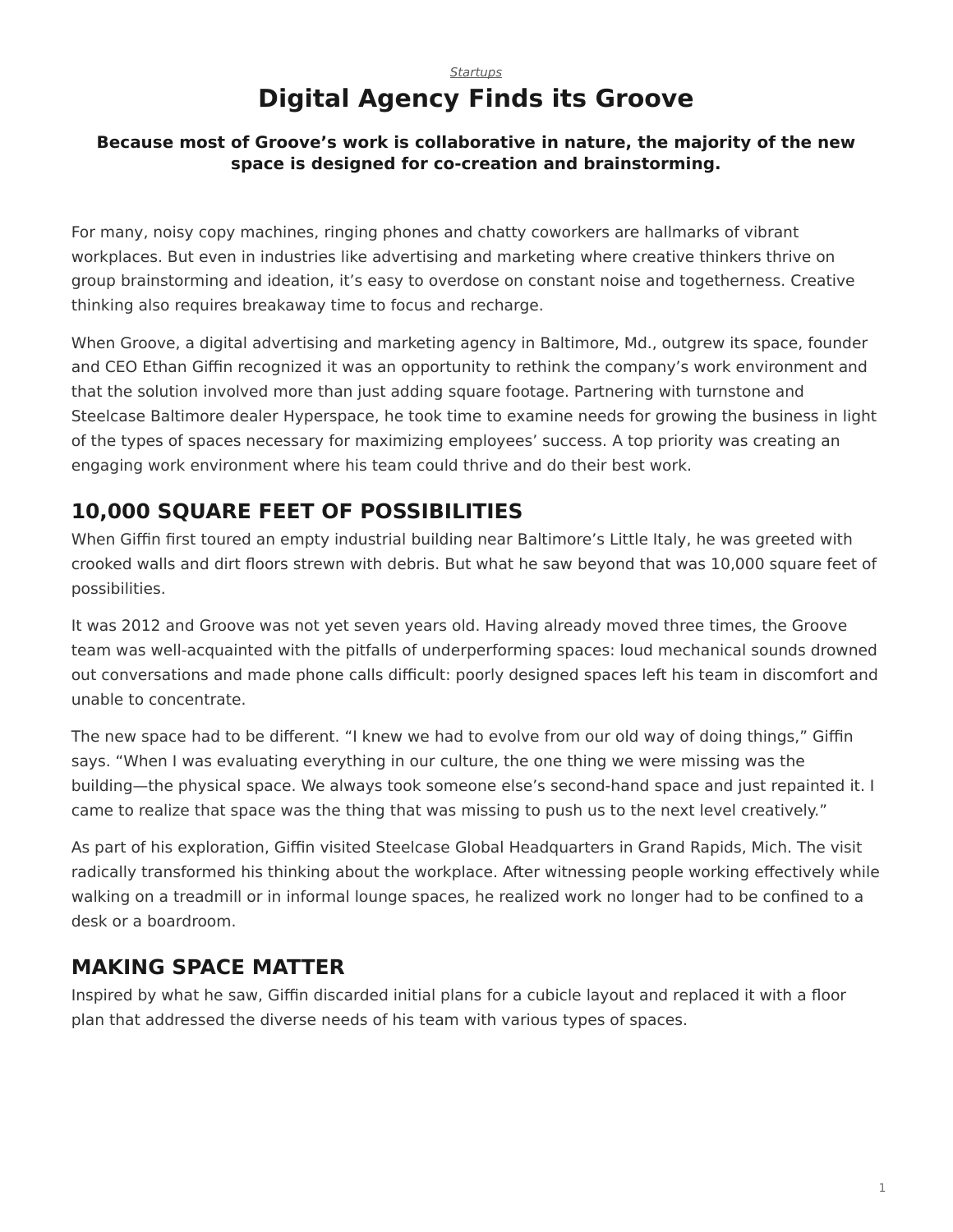*Startups*

# Digital Agency Finds its Groove

**Because most of Groove's work is collaborative in nature, the majority of the new space is designed for co-creation and brainstorming.**

For many, noisy copy machines, ringing phones and chatty coworkers are hallmarks of vibrant workplaces. But even in industries like advertising and marketing where creative thinkers thrive on group brainstorming and ideation, it's easy to overdose on constant noise and togetherness. Creative thinking also requires breakaway time to focus and recharge.

When Groove, a digital advertising and marketing agency in Baltimore, Md., outgrew its space, founder and CEO Ethan Giffin recognized it was an opportunity to rethink the company's work environment and that the solution involved more than just adding square footage. Partnering with turnstone and Steelcase Baltimore dealer Hyperspace, he took time to examine needs for growing the business in light of the types of spaces necessary for maximizing employees' success. A top priority was creating an engaging work environment where his team could thrive and do their best work.

## 10,000 SQUARE FEET OF POSSIBILITIES

When Giffin first toured an empty industrial building near Baltimore's Little Italy, he was greeted with crooked walls and dirt floors strewn with debris. But what he saw beyond that was 10,000 square feet of possibilities.

It was 2012 and Groove was not yet seven years old. Having already moved three times, the Groove team was well-acquainted with the pitfalls of underperforming spaces: loud mechanical sounds drowned out conversations and made phone calls difficult: poorly designed spaces left his team in discomfort and unable to concentrate.

The new space had to be different. "I knew we had to evolve from our old way of doing things," Giffin says. "When I was evaluating everything in our culture, the one thing we were missing was the building—the physical space. We always took someone else's second-hand space and just repainted it. I came to realize that space was the thing that was missing to push us to the next level creatively."

As part of his exploration, Giffin visited Steelcase Global Headquarters in Grand Rapids, Mich. The visit radically transformed his thinking about the workplace. After witnessing people working effectively while walking on a treadmill or in informal lounge spaces, he realized work no longer had to be confined to a desk or a boardroom.

## MAKING SPACE MATTER

Inspired by what he saw, Giffin discarded initial plans for a cubicle layout and replaced it with a floor plan that addressed the diverse needs of his team with various types of spaces.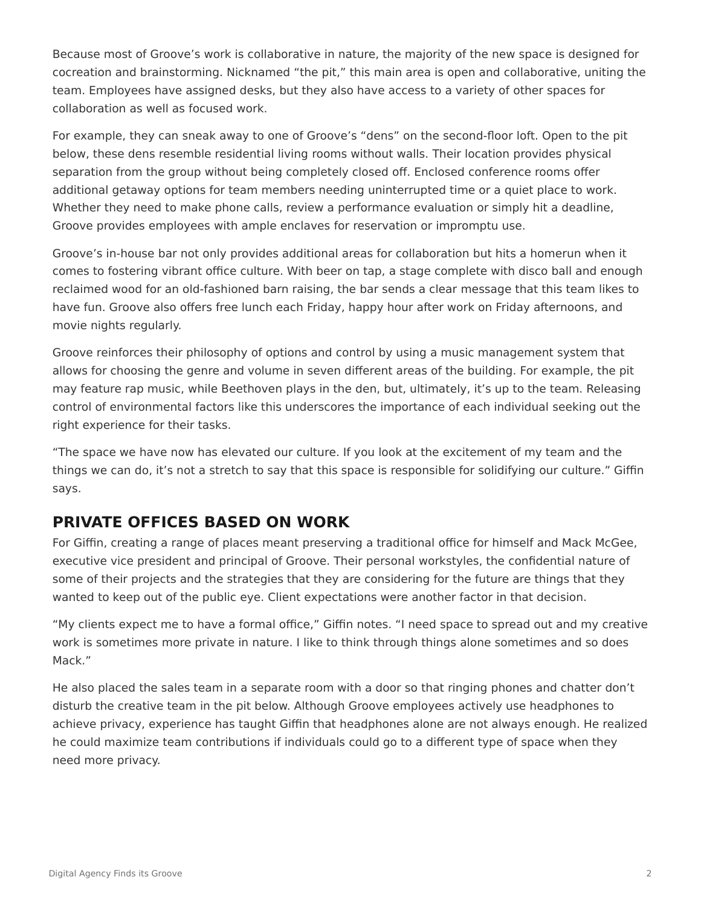Because most of Groove's work is collaborative in nature, the majority of the new space is designed for cocreation and brainstorming. Nicknamed "the pit," this main area is open and collaborative, uniting the team. Employees have assigned desks, but they also have access to a variety of other spaces for collaboration as well as focused work.

For example, they can sneak away to one of Groove's "dens" on the second-floor loft. Open to the pit below, these dens resemble residential living rooms without walls. Their location provides physical separation from the group without being completely closed off. Enclosed conference rooms offer additional getaway options for team members needing uninterrupted time or a quiet place to work. Whether they need to make phone calls, review a performance evaluation or simply hit a deadline, Groove provides employees with ample enclaves for reservation or impromptu use.

Groove's in-house bar not only provides additional areas for collaboration but hits a homerun when it comes to fostering vibrant office culture. With beer on tap, a stage complete with disco ball and enough reclaimed wood for an old-fashioned barn raising, the bar sends a clear message that this team likes to have fun. Groove also offers free lunch each Friday, happy hour after work on Friday afternoons, and movie nights regularly.

Groove reinforces their philosophy of options and control by using a music management system that allows for choosing the genre and volume in seven different areas of the building. For example, the pit may feature rap music, while Beethoven plays in the den, but, ultimately, it's up to the team. Releasing control of environmental factors like this underscores the importance of each individual seeking out the right experience for their tasks.

"The space we have now has elevated our culture. If you look at the excitement of my team and the things we can do, it's not a stretch to say that this space is responsible for solidifying our culture." Giffin says.

## PRIVATE OFFICES BASED ON WORK

For Giffin, creating a range of places meant preserving a traditional office for himself and Mack McGee, executive vice president and principal of Groove. Their personal workstyles, the confidential nature of some of their projects and the strategies that they are considering for the future are things that they wanted to keep out of the public eye. Client expectations were another factor in that decision.

"My clients expect me to have a formal office," Giffin notes. "I need space to spread out and my creative work is sometimes more private in nature. I like to think through things alone sometimes and so does Mack."

He also placed the sales team in a separate room with a door so that ringing phones and chatter don't disturb the creative team in the pit below. Although Groove employees actively use headphones to achieve privacy, experience has taught Giffin that headphones alone are not always enough. He realized he could maximize team contributions if individuals could go to a different type of space when they need more privacy.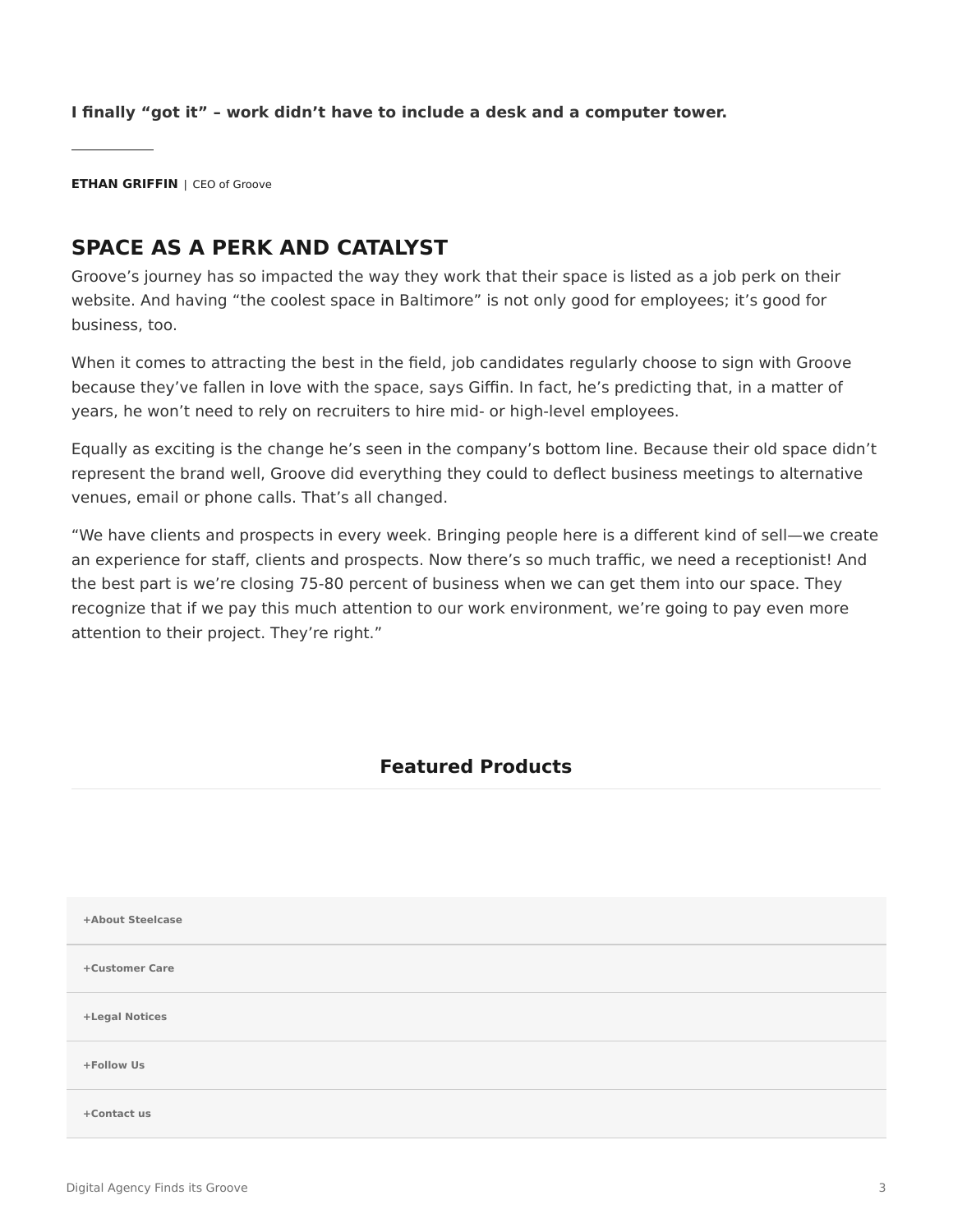**I finally “got it” – work didn’t have to include a desk and a computer tower.**

---

**ETHAN GRIFFIN** | CEO of Groove

## SPACE AS A PERK AND CATALYST

Groove’s journey has so impacted the way they work that their space is listed as a job perk on their website. And having “the coolest space in Baltimore” is not only good for employees; it’s good for business, too.

When it comes to attracting the best in the field, job candidates regularly choose to sign with Groove because they’ve fallen in love with the space, says Giffin. In fact, he’s predicting that, in a matter of years, he won’t need to rely on recruiters to hire mid- or high-level employees.

Equally as exciting is the change he’s seen in the company’s bottom line. Because their old space didn’t represent the brand well, Groove did everything they could to deflect business meetings to alternative venues, email or phone calls. That’s all changed.

“We have clients and prospects in every week. Bringing people here is a different kind of sell—we create an experience for staff, clients and prospects. Now there’s so much traffic, we need a receptionist! And the best part is we’re closing 75-80 percent of business when we can get them into our space. They recognize that if we pay this much attention to our work environment, we’re going to pay even more attention to their project. They’re right.”

### Featured Products

+About Steelcase

+Customer Care

+Legal Notices

+Follow Us

+Contact us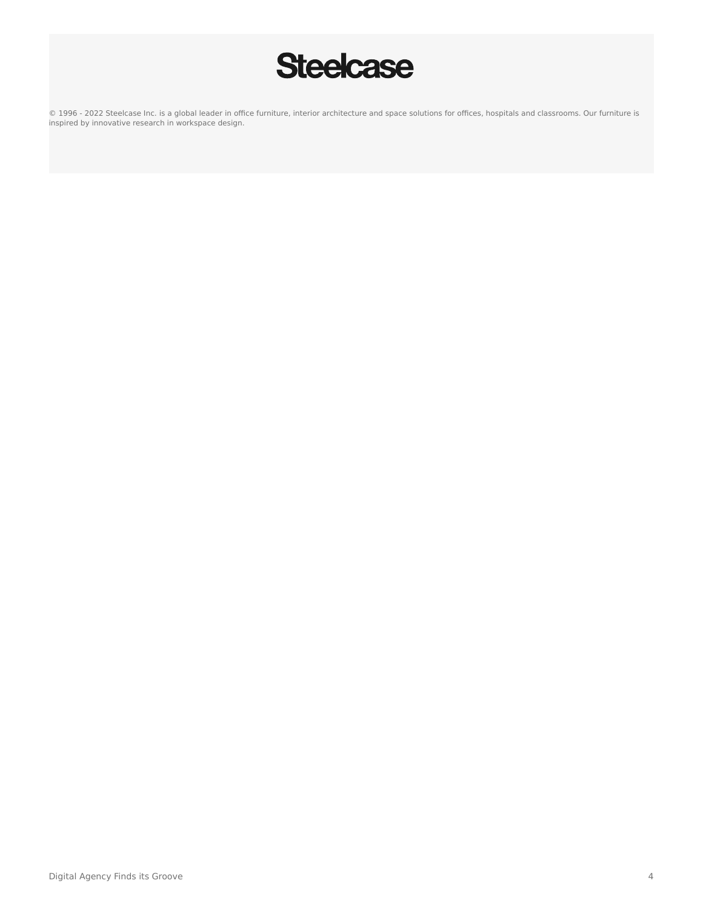Steelcase

© 1996 - 2022 Steelcase Inc. is a global leader in office furniture, interior architecture and space solutions for offices, hospitals and classrooms. Our furniture is inspired by innovative research in workspace design.